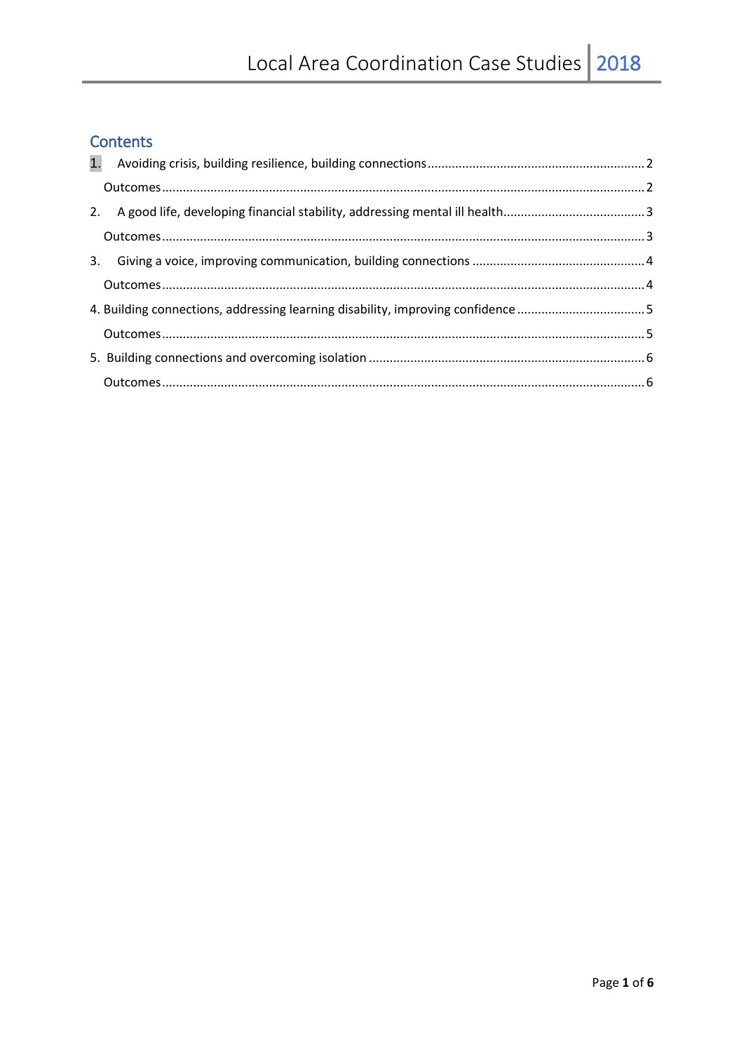## Contents

1. Avoiding crisis, building resilience, building connections ........ 2
   Outcomes ........ 2
2. A good life, developing financial stability, addressing mental ill health ........ 3
   Outcomes ........ 3
3. Giving a voice, improving communication, building connections ........ 4
   Outcomes ........ 4
4. Building connections, addressing learning disability, improving confidence ........ 5
   Outcomes ........ 5
5. Building connections and overcoming isolation ........ 6
   Outcomes ........ 6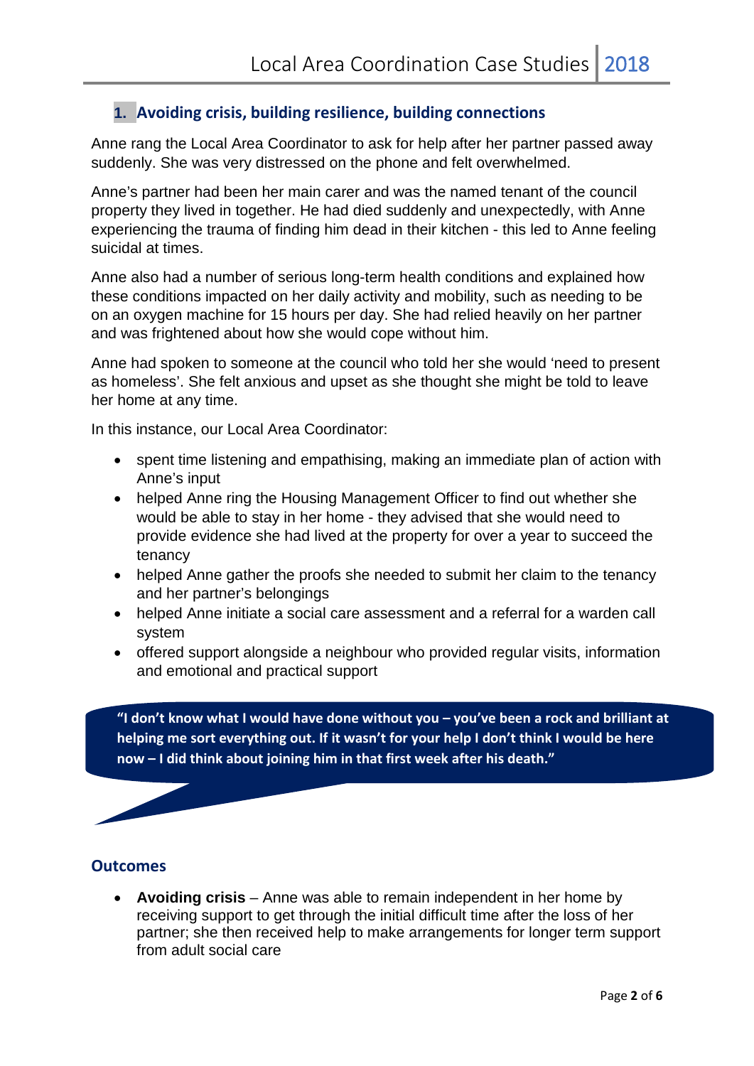## 1. Avoiding crisis, building resilience, building connections

Anne rang the Local Area Coordinator to ask for help after her partner passed away suddenly. She was very distressed on the phone and felt overwhelmed.

Anne's partner had been her main carer and was the named tenant of the council property they lived in together. He had died suddenly and unexpectedly, with Anne experiencing the trauma of finding him dead in their kitchen - this led to Anne feeling suicidal at times.

Anne also had a number of serious long-term health conditions and explained how these conditions impacted on her daily activity and mobility, such as needing to be on an oxygen machine for 15 hours per day. She had relied heavily on her partner and was frightened about how she would cope without him.

Anne had spoken to someone at the council who told her she would 'need to present as homeless'. She felt anxious and upset as she thought she might be told to leave her home at any time.

In this instance, our Local Area Coordinator:

- spent time listening and empathising, making an immediate plan of action with Anne's input
- helped Anne ring the Housing Management Officer to find out whether she would be able to stay in her home - they advised that she would need to provide evidence she had lived at the property for over a year to succeed the tenancy
- helped Anne gather the proofs she needed to submit her claim to the tenancy and her partner's belongings
- helped Anne initiate a social care assessment and a referral for a warden call system
- offered support alongside a neighbour who provided regular visits, information and emotional and practical support

**"I don't know what I would have done without you – you've been a rock and brilliant at helping me sort everything out. If it wasn't for your help I don't think I would be here now – I did think about joining him in that first week after his death."**

### Outcomes

- **Avoiding crisis** – Anne was able to remain independent in her home by receiving support to get through the initial difficult time after the loss of her partner; she then received help to make arrangements for longer term support from adult social care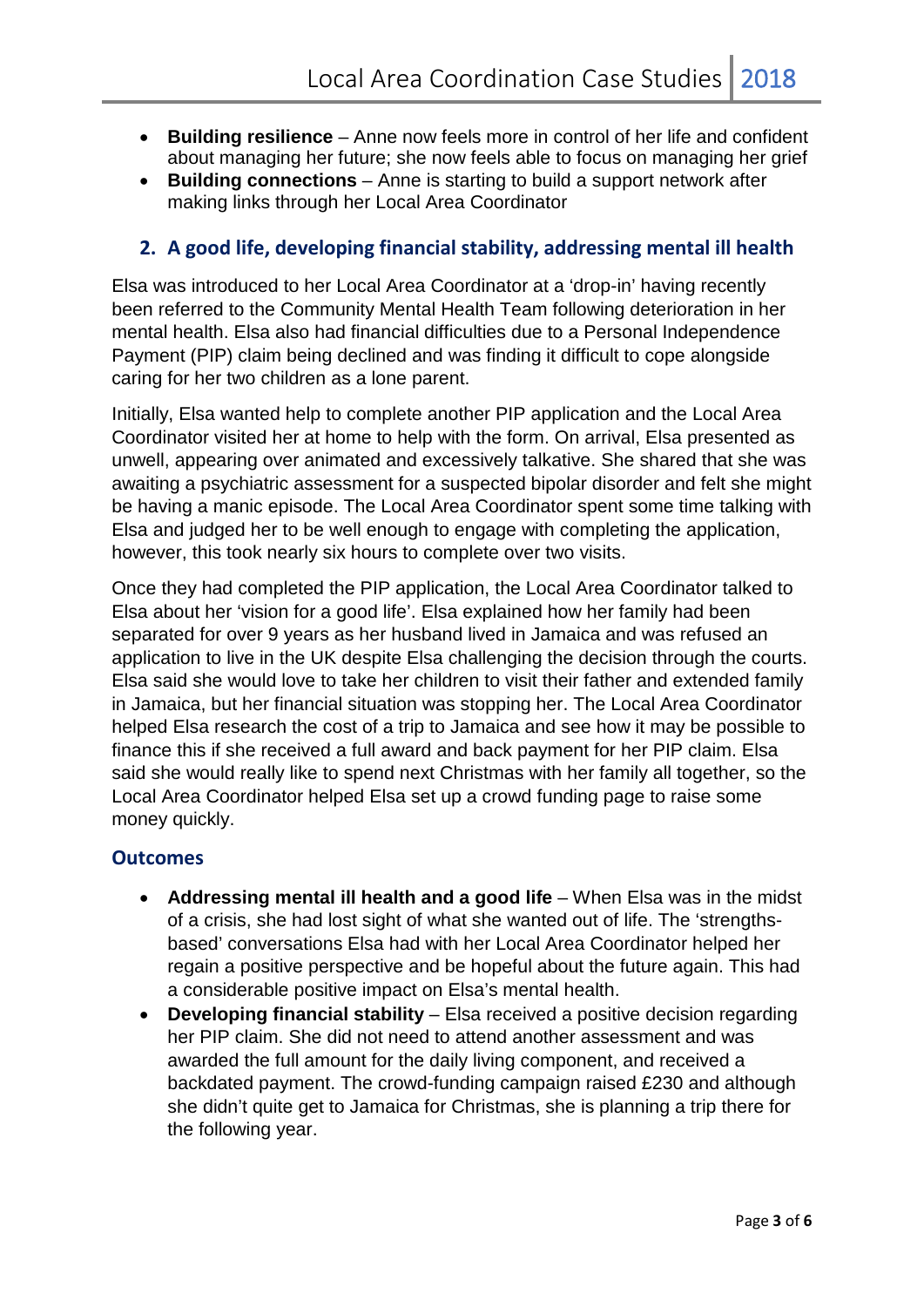- **Building resilience** – Anne now feels more in control of her life and confident about managing her future; she now feels able to focus on managing her grief
- **Building connections** – Anne is starting to build a support network after making links through her Local Area Coordinator

## 2. A good life, developing financial stability, addressing mental ill health

Elsa was introduced to her Local Area Coordinator at a 'drop-in' having recently been referred to the Community Mental Health Team following deterioration in her mental health. Elsa also had financial difficulties due to a Personal Independence Payment (PIP) claim being declined and was finding it difficult to cope alongside caring for her two children as a lone parent.

Initially, Elsa wanted help to complete another PIP application and the Local Area Coordinator visited her at home to help with the form. On arrival, Elsa presented as unwell, appearing over animated and excessively talkative. She shared that she was awaiting a psychiatric assessment for a suspected bipolar disorder and felt she might be having a manic episode. The Local Area Coordinator spent some time talking with Elsa and judged her to be well enough to engage with completing the application, however, this took nearly six hours to complete over two visits.

Once they had completed the PIP application, the Local Area Coordinator talked to Elsa about her 'vision for a good life'. Elsa explained how her family had been separated for over 9 years as her husband lived in Jamaica and was refused an application to live in the UK despite Elsa challenging the decision through the courts. Elsa said she would love to take her children to visit their father and extended family in Jamaica, but her financial situation was stopping her. The Local Area Coordinator helped Elsa research the cost of a trip to Jamaica and see how it may be possible to finance this if she received a full award and back payment for her PIP claim. Elsa said she would really like to spend next Christmas with her family all together, so the Local Area Coordinator helped Elsa set up a crowd funding page to raise some money quickly.

### Outcomes

- **Addressing mental ill health and a good life** – When Elsa was in the midst of a crisis, she had lost sight of what she wanted out of life. The 'strengths-based' conversations Elsa had with her Local Area Coordinator helped her regain a positive perspective and be hopeful about the future again. This had a considerable positive impact on Elsa's mental health.
- **Developing financial stability** – Elsa received a positive decision regarding her PIP claim. She did not need to attend another assessment and was awarded the full amount for the daily living component, and received a backdated payment. The crowd-funding campaign raised £230 and although she didn't quite get to Jamaica for Christmas, she is planning a trip there for the following year.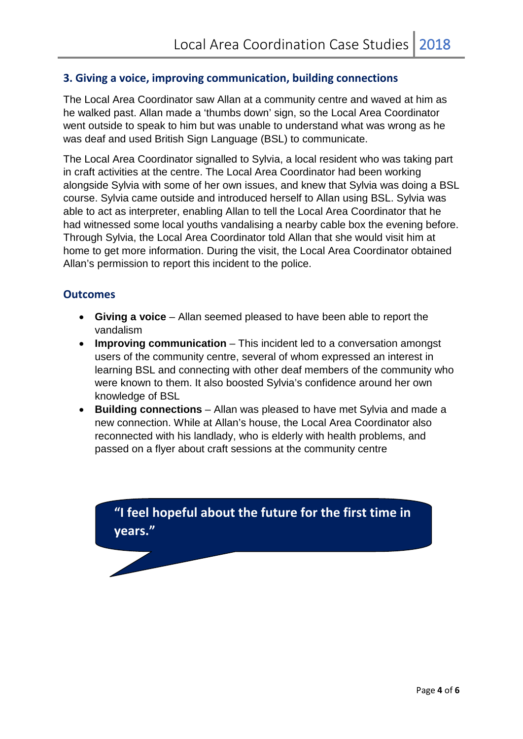## 3. Giving a voice, improving communication, building connections

The Local Area Coordinator saw Allan at a community centre and waved at him as he walked past. Allan made a 'thumbs down' sign, so the Local Area Coordinator went outside to speak to him but was unable to understand what was wrong as he was deaf and used British Sign Language (BSL) to communicate.

The Local Area Coordinator signalled to Sylvia, a local resident who was taking part in craft activities at the centre. The Local Area Coordinator had been working alongside Sylvia with some of her own issues, and knew that Sylvia was doing a BSL course. Sylvia came outside and introduced herself to Allan using BSL. Sylvia was able to act as interpreter, enabling Allan to tell the Local Area Coordinator that he had witnessed some local youths vandalising a nearby cable box the evening before. Through Sylvia, the Local Area Coordinator told Allan that she would visit him at home to get more information. During the visit, the Local Area Coordinator obtained Allan's permission to report this incident to the police.

### Outcomes

- **Giving a voice** – Allan seemed pleased to have been able to report the vandalism
- **Improving communication** – This incident led to a conversation amongst users of the community centre, several of whom expressed an interest in learning BSL and connecting with other deaf members of the community who were known to them. It also boosted Sylvia's confidence around her own knowledge of BSL
- **Building connections** – Allan was pleased to have met Sylvia and made a new connection. While at Allan's house, the Local Area Coordinator also reconnected with his landlady, who is elderly with health problems, and passed on a flyer about craft sessions at the community centre

**"I feel hopeful about the future for the first time in years."**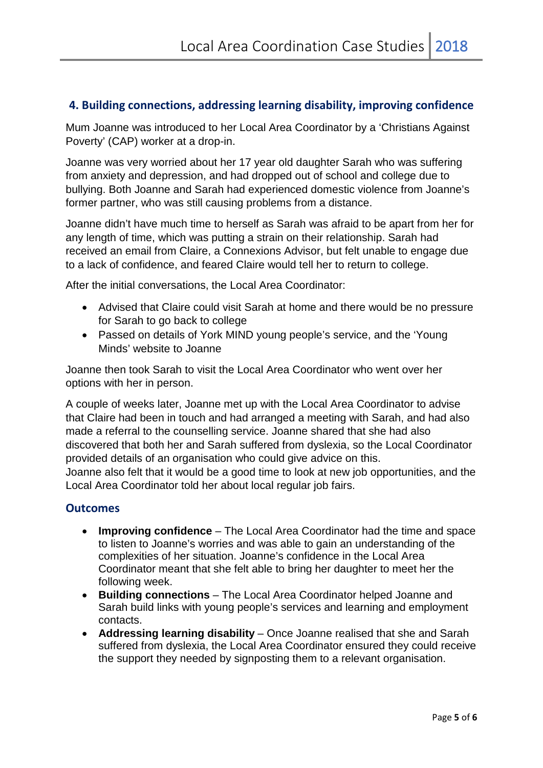## 4. Building connections, addressing learning disability, improving confidence

Mum Joanne was introduced to her Local Area Coordinator by a 'Christians Against Poverty' (CAP) worker at a drop-in.

Joanne was very worried about her 17 year old daughter Sarah who was suffering from anxiety and depression, and had dropped out of school and college due to bullying. Both Joanne and Sarah had experienced domestic violence from Joanne's former partner, who was still causing problems from a distance.

Joanne didn't have much time to herself as Sarah was afraid to be apart from her for any length of time, which was putting a strain on their relationship. Sarah had received an email from Claire, a Connexions Advisor, but felt unable to engage due to a lack of confidence, and feared Claire would tell her to return to college.

After the initial conversations, the Local Area Coordinator:

- Advised that Claire could visit Sarah at home and there would be no pressure for Sarah to go back to college
- Passed on details of York MIND young people's service, and the 'Young Minds' website to Joanne

Joanne then took Sarah to visit the Local Area Coordinator who went over her options with her in person.

A couple of weeks later, Joanne met up with the Local Area Coordinator to advise that Claire had been in touch and had arranged a meeting with Sarah, and had also made a referral to the counselling service. Joanne shared that she had also discovered that both her and Sarah suffered from dyslexia, so the Local Coordinator provided details of an organisation who could give advice on this.
Joanne also felt that it would be a good time to look at new job opportunities, and the Local Area Coordinator told her about local regular job fairs.

### Outcomes

- **Improving confidence** – The Local Area Coordinator had the time and space to listen to Joanne's worries and was able to gain an understanding of the complexities of her situation. Joanne's confidence in the Local Area Coordinator meant that she felt able to bring her daughter to meet her the following week.
- **Building connections** – The Local Area Coordinator helped Joanne and Sarah build links with young people's services and learning and employment contacts.
- **Addressing learning disability** – Once Joanne realised that she and Sarah suffered from dyslexia, the Local Area Coordinator ensured they could receive the support they needed by signposting them to a relevant organisation.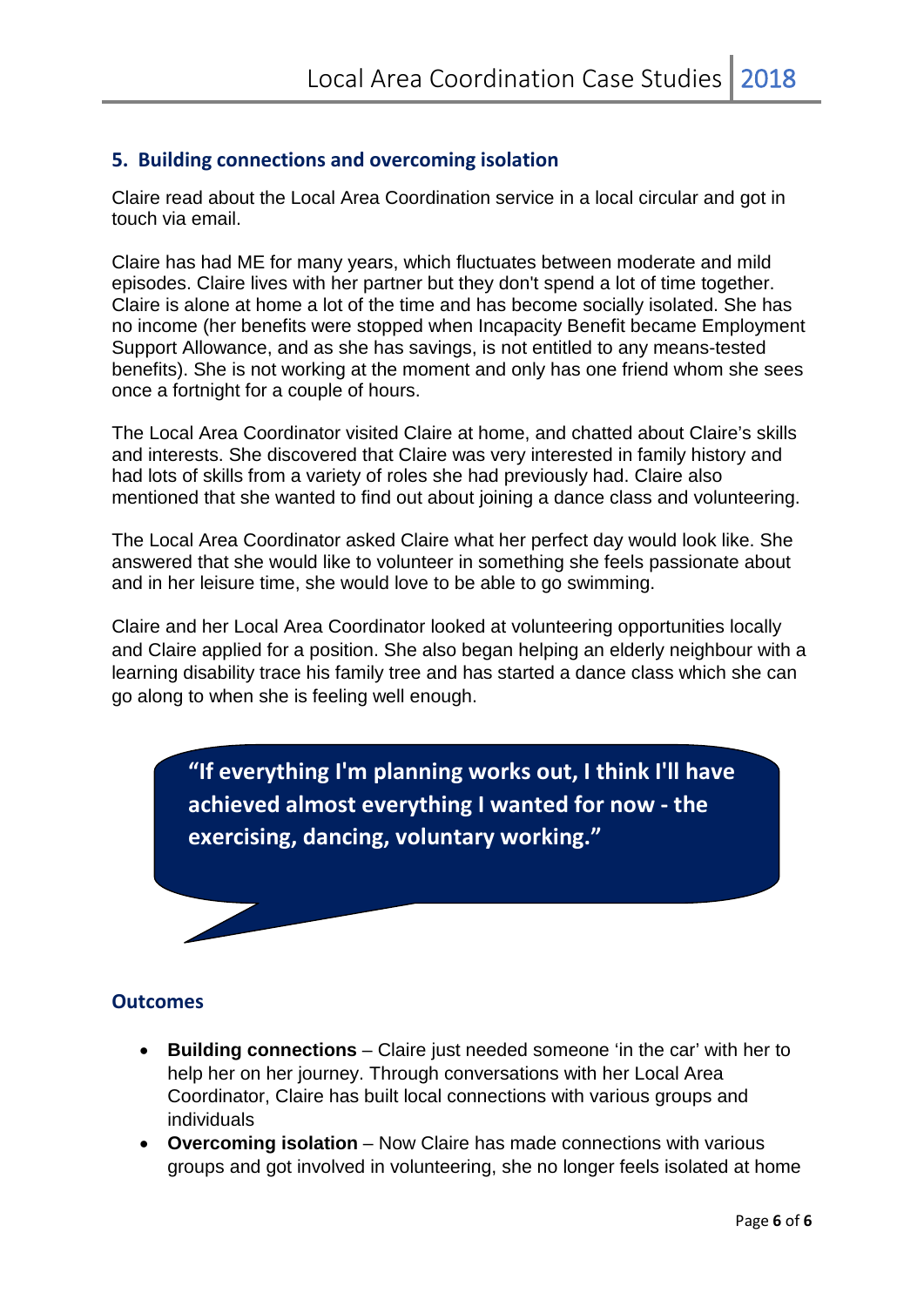## 5. Building connections and overcoming isolation

Claire read about the Local Area Coordination service in a local circular and got in touch via email.

Claire has had ME for many years, which fluctuates between moderate and mild episodes. Claire lives with her partner but they don't spend a lot of time together. Claire is alone at home a lot of the time and has become socially isolated. She has no income (her benefits were stopped when Incapacity Benefit became Employment Support Allowance, and as she has savings, is not entitled to any means-tested benefits). She is not working at the moment and only has one friend whom she sees once a fortnight for a couple of hours.

The Local Area Coordinator visited Claire at home, and chatted about Claire's skills and interests. She discovered that Claire was very interested in family history and had lots of skills from a variety of roles she had previously had. Claire also mentioned that she wanted to find out about joining a dance class and volunteering.

The Local Area Coordinator asked Claire what her perfect day would look like. She answered that she would like to volunteer in something she feels passionate about and in her leisure time, she would love to be able to go swimming.

Claire and her Local Area Coordinator looked at volunteering opportunities locally and Claire applied for a position. She also began helping an elderly neighbour with a learning disability trace his family tree and has started a dance class which she can go along to when she is feeling well enough.

> **"If everything I'm planning works out, I think I'll have achieved almost everything I wanted for now - the exercising, dancing, voluntary working."**

### Outcomes

- **Building connections** – Claire just needed someone 'in the car' with her to help her on her journey. Through conversations with her Local Area Coordinator, Claire has built local connections with various groups and individuals
- **Overcoming isolation** – Now Claire has made connections with various groups and got involved in volunteering, she no longer feels isolated at home